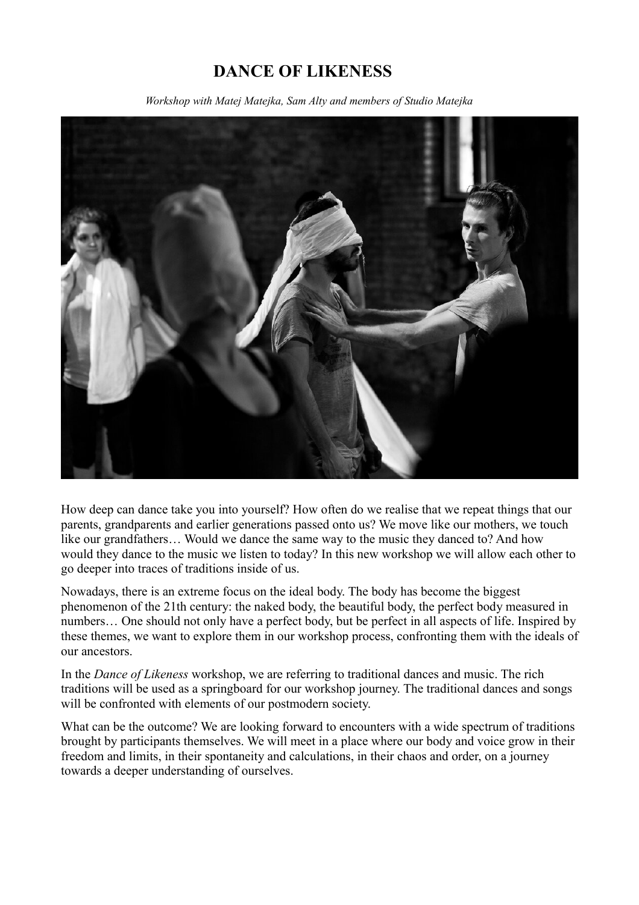# DANCE OF LIKENESS

*Workshop with Matej Matejka, Sam Alty and members of Studio Matejka*

How deep can dance take you into yourself? How often do we realise that we repeat things that our parents, grandparents and earlier generations passed onto us? We move like our mothers, we touch like our grandfathers… Would we dance the same way to the music they danced to? And how would they dance to the music we listen to today? In this new workshop we will allow each other to go deeper into traces of traditions inside of us.

Nowadays, there is an extreme focus on the ideal body. The body has become the biggest phenomenon of the 21th century: the naked body, the beautiful body, the perfect body measured in numbers… One should not only have a perfect body, but be perfect in all aspects of life. Inspired by these themes, we want to explore them in our workshop process, confronting them with the ideals of our ancestors.

In the *Dance of Likeness* workshop, we are referring to traditional dances and music. The rich traditions will be used as a springboard for our workshop journey. The traditional dances and songs will be confronted with elements of our postmodern society.

What can be the outcome? We are looking forward to encounters with a wide spectrum of traditions brought by participants themselves. We will meet in a place where our body and voice grow in their freedom and limits, in their spontaneity and calculations, in their chaos and order, on a journey towards a deeper understanding of ourselves.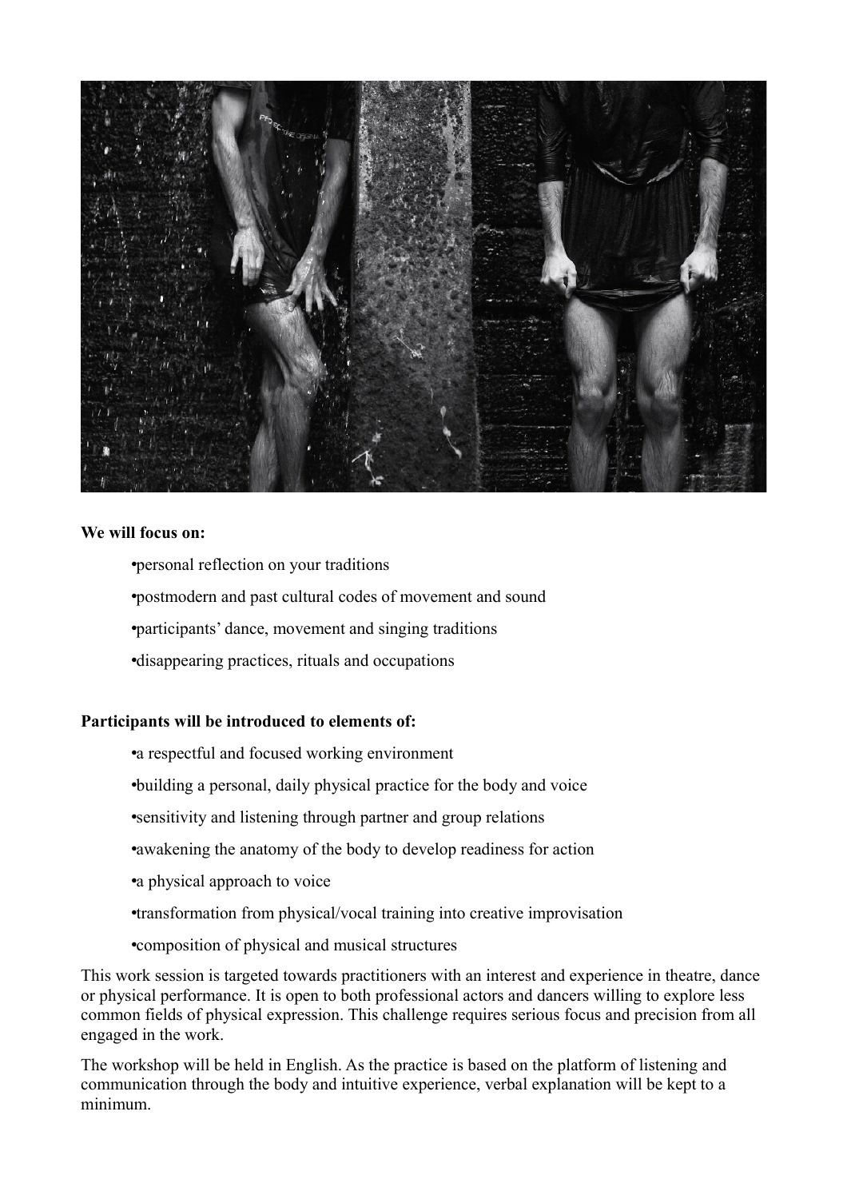**We will focus on:**

- personal reflection on your traditions
- postmodern and past cultural codes of movement and sound
- participants' dance, movement and singing traditions
- disappearing practices, rituals and occupations

**Participants will be introduced to elements of:**

- a respectful and focused working environment
- building a personal, daily physical practice for the body and voice
- sensitivity and listening through partner and group relations
- awakening the anatomy of the body to develop readiness for action
- a physical approach to voice
- transformation from physical/vocal training into creative improvisation
- composition of physical and musical structures

This work session is targeted towards practitioners with an interest and experience in theatre, dance or physical performance. It is open to both professional actors and dancers willing to explore less common fields of physical expression. This challenge requires serious focus and precision from all engaged in the work.

The workshop will be held in English. As the practice is based on the platform of listening and communication through the body and intuitive experience, verbal explanation will be kept to a minimum.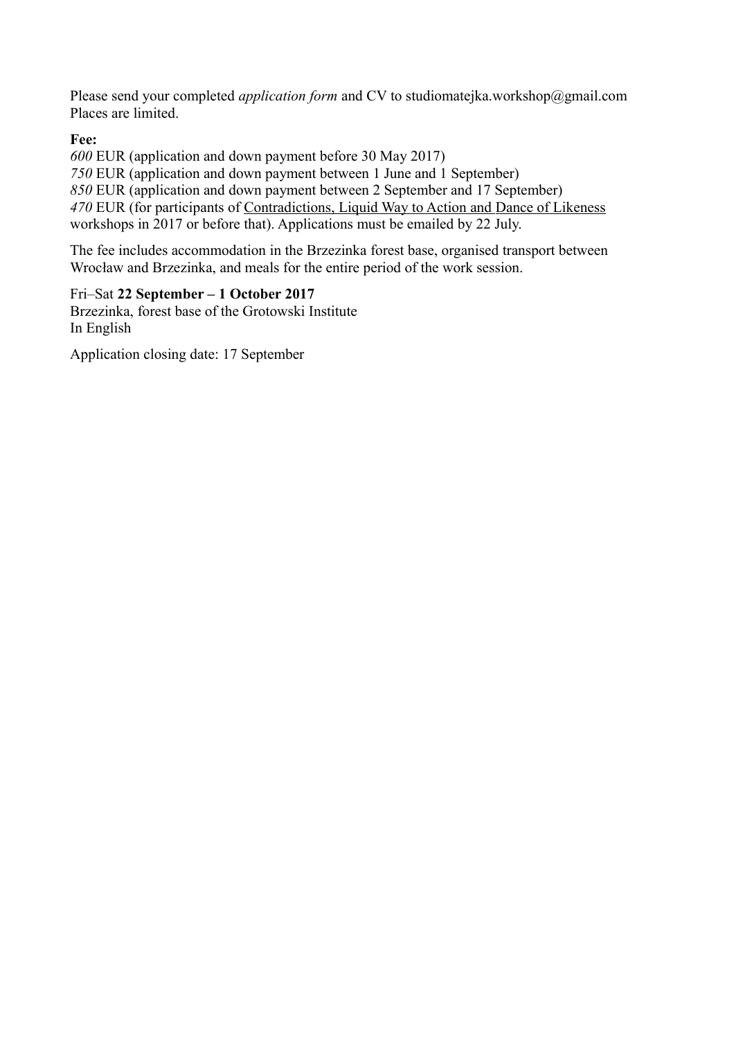Please send your completed *application form* and CV to studiomatejka.workshop@gmail.com
Places are limited.

**Fee:**

*600* EUR (application and down payment before 30 May 2017)
*750* EUR (application and down payment between 1 June and 1 September)
*850* EUR (application and down payment between 2 September and 17 September)
*470* EUR (for participants of Contradictions, Liquid Way to Action and Dance of Likeness workshops in 2017 or before that). Applications must be emailed by 22 July.

The fee includes accommodation in the Brzezinka forest base, organised transport between Wrocław and Brzezinka, and meals for the entire period of the work session.

Fri–Sat **22 September – 1 October 2017**
Brzezinka, forest base of the Grotowski Institute
In English

Application closing date: 17 September